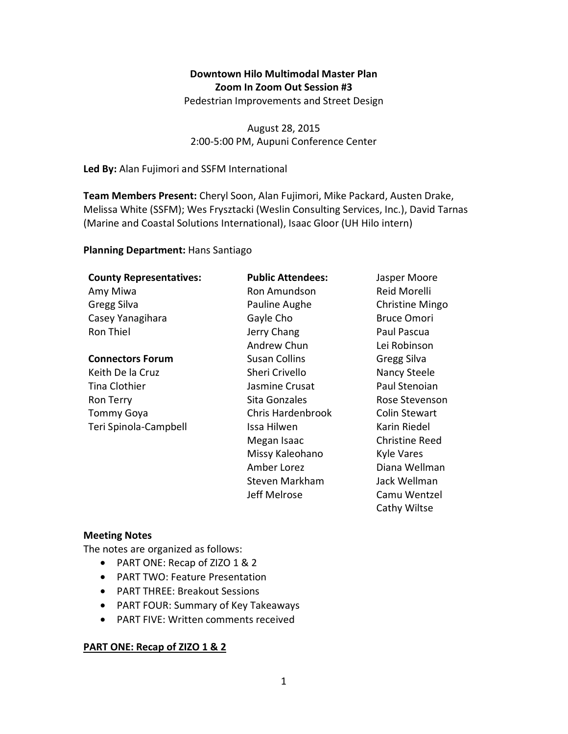**Downtown Hilo Multimodal Master Plan**
**Zoom In Zoom Out Session #3**
Pedestrian Improvements and Street Design

August 28, 2015
2:00-5:00 PM, Aupuni Conference Center

**Led By:** Alan Fujimori and SSFM International

**Team Members Present:** Cheryl Soon, Alan Fujimori, Mike Packard, Austen Drake, Melissa White (SSFM); Wes Frysztacki (Weslin Consulting Services, Inc.), David Tarnas (Marine and Coastal Solutions International), Isaac Gloor (UH Hilo intern)

**Planning Department:** Hans Santiago

**County Representatives:**
Amy Miwa
Gregg Silva
Casey Yanagihara
Ron Thiel

**Connectors Forum**
Keith De la Cruz
Tina Clothier
Ron Terry
Tommy Goya
Teri Spinola-Campbell

**Public Attendees:**
Ron Amundson
Pauline Aughe
Gayle Cho
Jerry Chang
Andrew Chun
Susan Collins
Sheri Crivello
Jasmine Crusat
Sita Gonzales
Chris Hardenbrook
Issa Hilwen
Megan Isaac
Missy Kaleohano
Amber Lorez
Steven Markham
Jeff Melrose
Jasper Moore
Reid Morelli
Christine Mingo
Bruce Omori
Paul Pascua
Lei Robinson
Gregg Silva
Nancy Steele
Paul Stenoian
Rose Stevenson
Colin Stewart
Karin Riedel
Christine Reed
Kyle Vares
Diana Wellman
Jack Wellman
Camu Wentzel
Cathy Wiltse

**Meeting Notes**

The notes are organized as follows:

- PART ONE: Recap of ZIZO 1 & 2
- PART TWO: Feature Presentation
- PART THREE: Breakout Sessions
- PART FOUR: Summary of Key Takeaways
- PART FIVE: Written comments received

**PART ONE: Recap of ZIZO 1 & 2**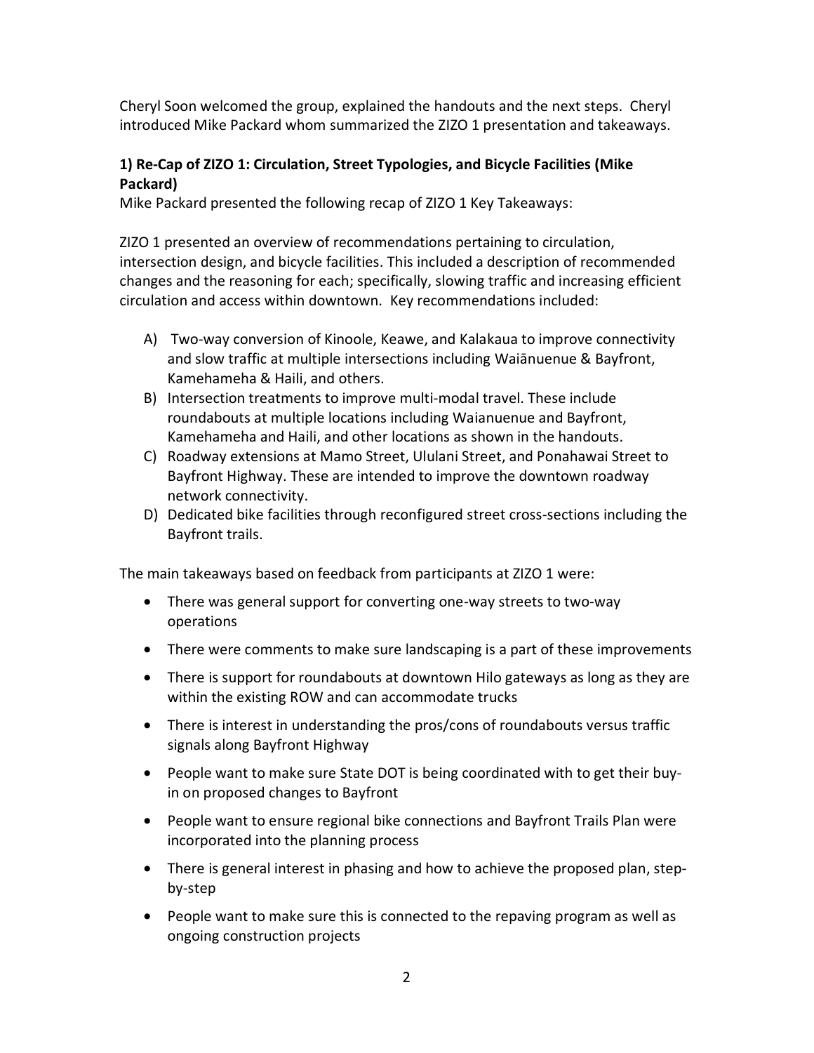Cheryl Soon welcomed the group, explained the handouts and the next steps. Cheryl introduced Mike Packard whom summarized the ZIZO 1 presentation and takeaways.

### 1) Re-Cap of ZIZO 1: Circulation, Street Typologies, and Bicycle Facilities (Mike Packard)

Mike Packard presented the following recap of ZIZO 1 Key Takeaways:

ZIZO 1 presented an overview of recommendations pertaining to circulation, intersection design, and bicycle facilities. This included a description of recommended changes and the reasoning for each; specifically, slowing traffic and increasing efficient circulation and access within downtown. Key recommendations included:

A) Two-way conversion of Kinoole, Keawe, and Kalakaua to improve connectivity and slow traffic at multiple intersections including Waiānuenue & Bayfront, Kamehameha & Haili, and others.

B) Intersection treatments to improve multi-modal travel. These include roundabouts at multiple locations including Waianuenue and Bayfront, Kamehameha and Haili, and other locations as shown in the handouts.

C) Roadway extensions at Mamo Street, Ululani Street, and Ponahawai Street to Bayfront Highway. These are intended to improve the downtown roadway network connectivity.

D) Dedicated bike facilities through reconfigured street cross-sections including the Bayfront trails.

The main takeaways based on feedback from participants at ZIZO 1 were:

- There was general support for converting one-way streets to two-way operations
- There were comments to make sure landscaping is a part of these improvements
- There is support for roundabouts at downtown Hilo gateways as long as they are within the existing ROW and can accommodate trucks
- There is interest in understanding the pros/cons of roundabouts versus traffic signals along Bayfront Highway
- People want to make sure State DOT is being coordinated with to get their buy-in on proposed changes to Bayfront
- People want to ensure regional bike connections and Bayfront Trails Plan were incorporated into the planning process
- There is general interest in phasing and how to achieve the proposed plan, step-by-step
- People want to make sure this is connected to the repaving program as well as ongoing construction projects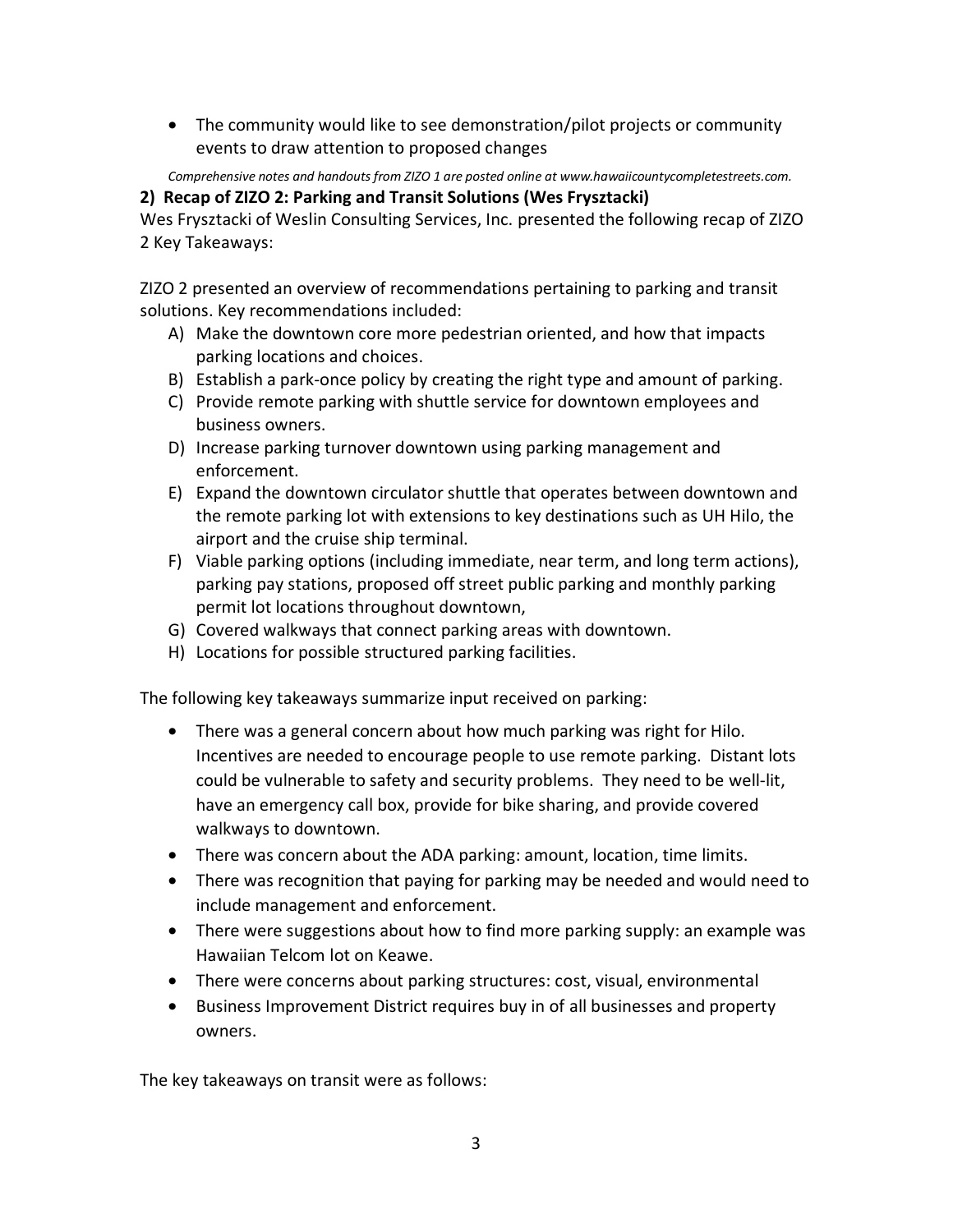- The community would like to see demonstration/pilot projects or community events to draw attention to proposed changes

*Comprehensive notes and handouts from ZIZO 1 are posted online at www.hawaiicountycompletestreets.com.*

**2) Recap of ZIZO 2: Parking and Transit Solutions (Wes Frysztacki)**

Wes Frysztacki of Weslin Consulting Services, Inc. presented the following recap of ZIZO 2 Key Takeaways:

ZIZO 2 presented an overview of recommendations pertaining to parking and transit solutions. Key recommendations included:

A) Make the downtown core more pedestrian oriented, and how that impacts parking locations and choices.
B) Establish a park-once policy by creating the right type and amount of parking.
C) Provide remote parking with shuttle service for downtown employees and business owners.
D) Increase parking turnover downtown using parking management and enforcement.
E) Expand the downtown circulator shuttle that operates between downtown and the remote parking lot with extensions to key destinations such as UH Hilo, the airport and the cruise ship terminal.
F) Viable parking options (including immediate, near term, and long term actions), parking pay stations, proposed off street public parking and monthly parking permit lot locations throughout downtown,
G) Covered walkways that connect parking areas with downtown.
H) Locations for possible structured parking facilities.

The following key takeaways summarize input received on parking:

- There was a general concern about how much parking was right for Hilo. Incentives are needed to encourage people to use remote parking. Distant lots could be vulnerable to safety and security problems. They need to be well-lit, have an emergency call box, provide for bike sharing, and provide covered walkways to downtown.
- There was concern about the ADA parking: amount, location, time limits.
- There was recognition that paying for parking may be needed and would need to include management and enforcement.
- There were suggestions about how to find more parking supply: an example was Hawaiian Telcom lot on Keawe.
- There were concerns about parking structures: cost, visual, environmental
- Business Improvement District requires buy in of all businesses and property owners.

The key takeaways on transit were as follows: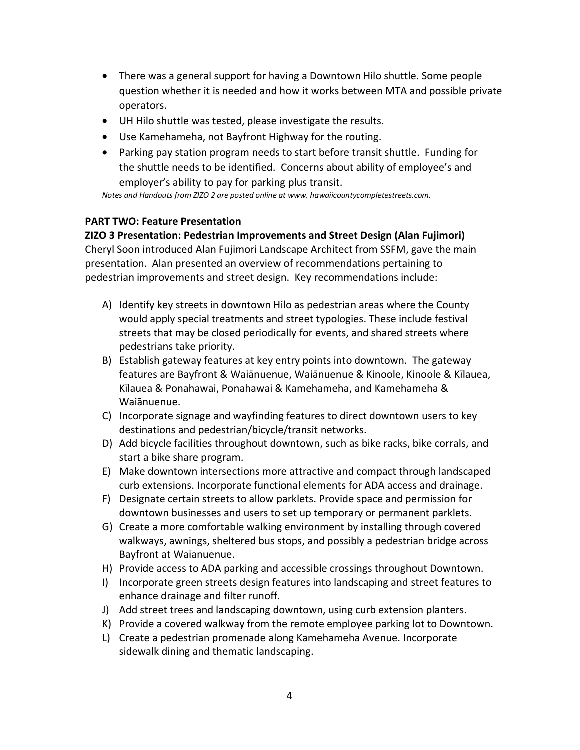- There was a general support for having a Downtown Hilo shuttle. Some people question whether it is needed and how it works between MTA and possible private operators.
- UH Hilo shuttle was tested, please investigate the results.
- Use Kamehameha, not Bayfront Highway for the routing.
- Parking pay station program needs to start before transit shuttle. Funding for the shuttle needs to be identified. Concerns about ability of employee's and employer's ability to pay for parking plus transit.

*Notes and Handouts from ZIZO 2 are posted online at www. hawaiicountycompletestreets.com.*

**PART TWO: Feature Presentation**

**ZIZO 3 Presentation: Pedestrian Improvements and Street Design (Alan Fujimori)**

Cheryl Soon introduced Alan Fujimori Landscape Architect from SSFM, gave the main presentation. Alan presented an overview of recommendations pertaining to pedestrian improvements and street design. Key recommendations include:

A) Identify key streets in downtown Hilo as pedestrian areas where the County would apply special treatments and street typologies. These include festival streets that may be closed periodically for events, and shared streets where pedestrians take priority.
B) Establish gateway features at key entry points into downtown. The gateway features are Bayfront & Waiānuenue, Waiānuenue & Kinoole, Kinoole & Kīlauea, Kīlauea & Ponahawai, Ponahawai & Kamehameha, and Kamehameha & Waiānuenue.
C) Incorporate signage and wayfinding features to direct downtown users to key destinations and pedestrian/bicycle/transit networks.
D) Add bicycle facilities throughout downtown, such as bike racks, bike corrals, and start a bike share program.
E) Make downtown intersections more attractive and compact through landscaped curb extensions. Incorporate functional elements for ADA access and drainage.
F) Designate certain streets to allow parklets. Provide space and permission for downtown businesses and users to set up temporary or permanent parklets.
G) Create a more comfortable walking environment by installing through covered walkways, awnings, sheltered bus stops, and possibly a pedestrian bridge across Bayfront at Waianuenue.
H) Provide access to ADA parking and accessible crossings throughout Downtown.
I) Incorporate green streets design features into landscaping and street features to enhance drainage and filter runoff.
J) Add street trees and landscaping downtown, using curb extension planters.
K) Provide a covered walkway from the remote employee parking lot to Downtown.
L) Create a pedestrian promenade along Kamehameha Avenue. Incorporate sidewalk dining and thematic landscaping.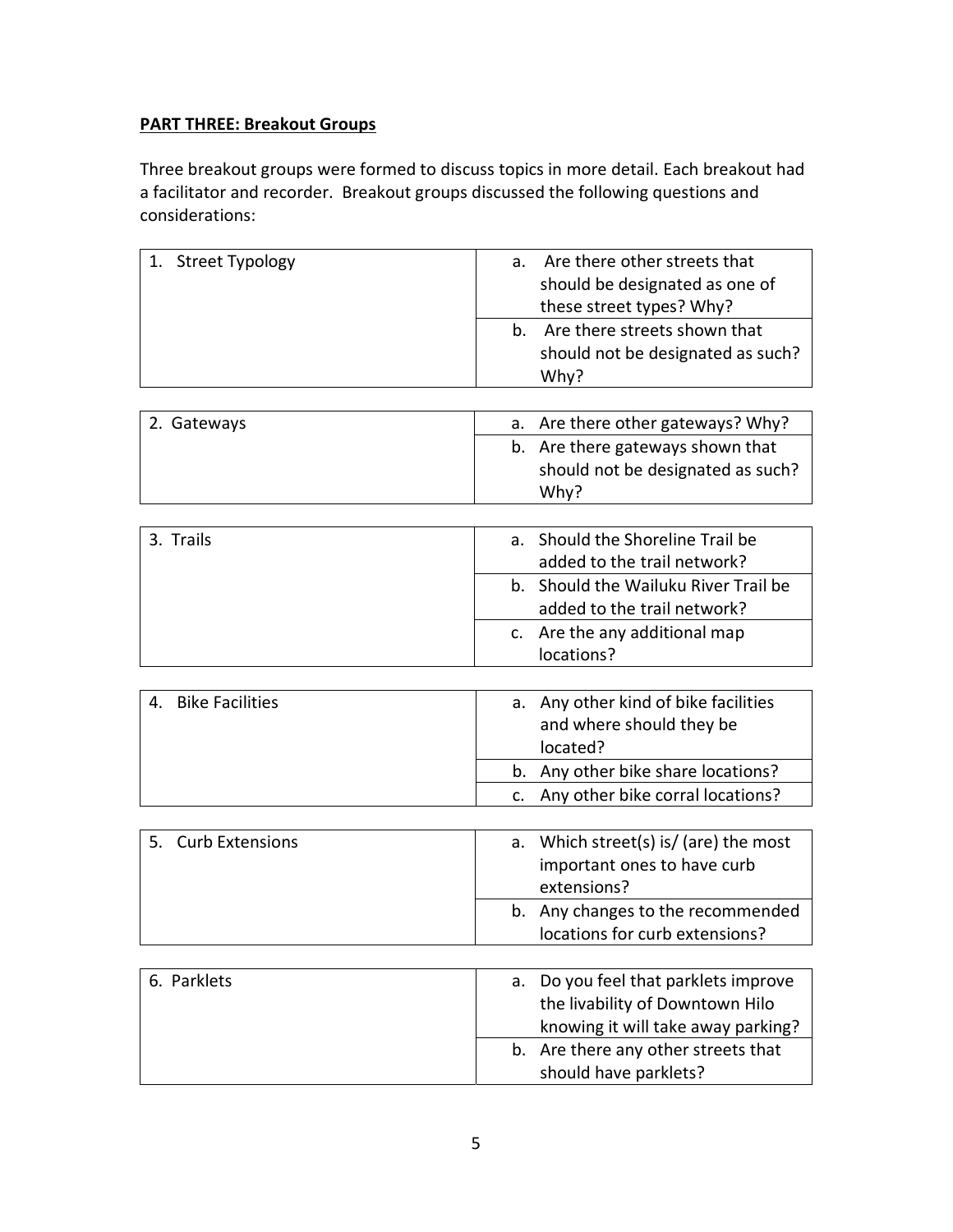**PART THREE: Breakout Groups**

Three breakout groups were formed to discuss topics in more detail. Each breakout had a facilitator and recorder. Breakout groups discussed the following questions and considerations:

| 1. Street Typology | a. Are there other streets that should be designated as one of these street types? Why? |
|---|---|
| | b. Are there streets shown that should not be designated as such? Why? |

| 2. Gateways | a. Are there other gateways? Why? |
|---|---|
| | b. Are there gateways shown that should not be designated as such? Why? |

| 3. Trails | a. Should the Shoreline Trail be added to the trail network? |
|---|---|
| | b. Should the Wailuku River Trail be added to the trail network? |
| | c. Are the any additional map locations? |

| 4. Bike Facilities | a. Any other kind of bike facilities and where should they be located? |
|---|---|
| | b. Any other bike share locations? |
| | c. Any other bike corral locations? |

| 5. Curb Extensions | a. Which street(s) is/ (are) the most important ones to have curb extensions? |
|---|---|
| | b. Any changes to the recommended locations for curb extensions? |

| 6. Parklets | a. Do you feel that parklets improve the livability of Downtown Hilo knowing it will take away parking? |
|---|---|
| | b. Are there any other streets that should have parklets? |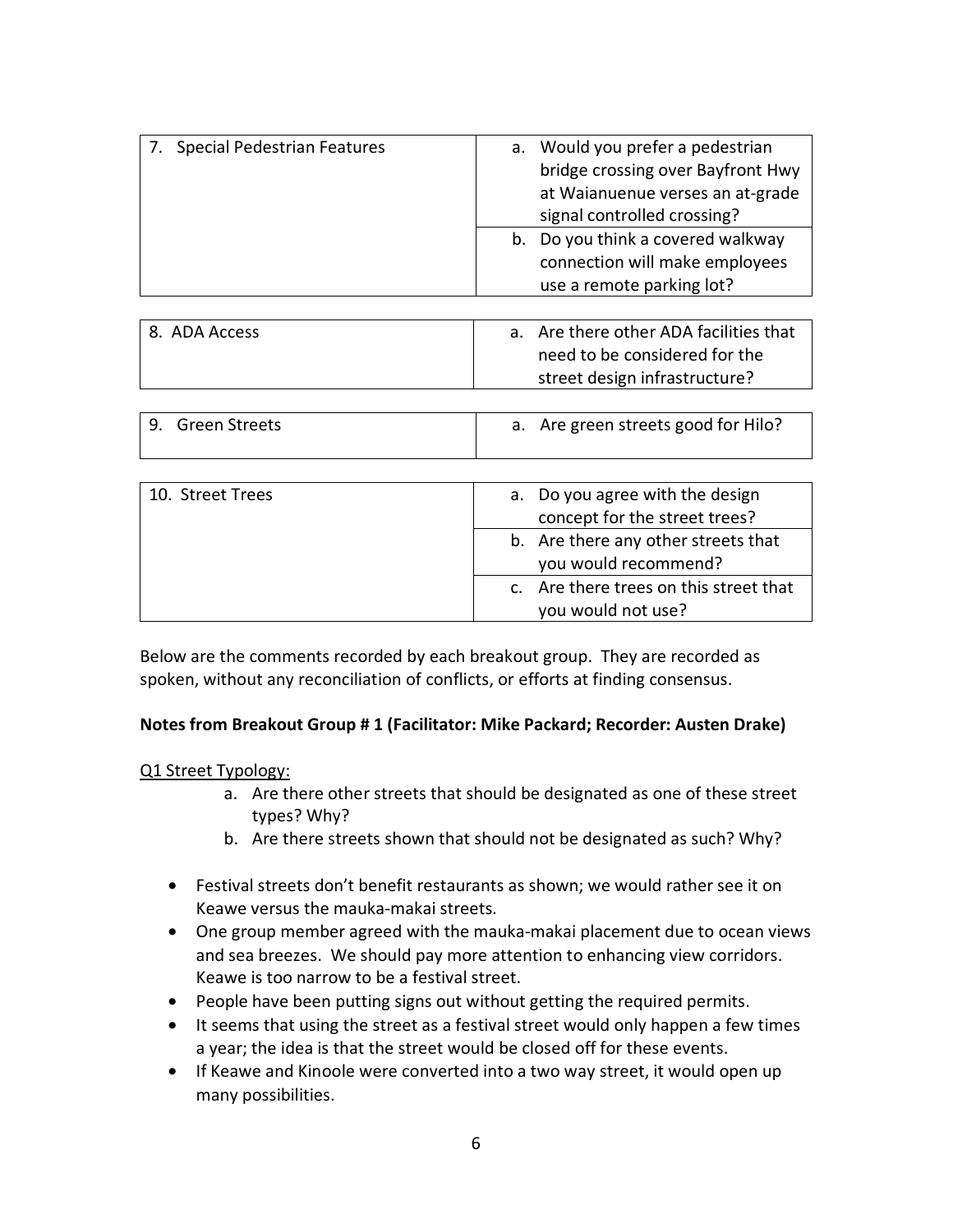| 7. Special Pedestrian Features | a. Would you prefer a pedestrian bridge crossing over Bayfront Hwy at Waianuenue verses an at-grade signal controlled crossing? |
|---|---|
| | b. Do you think a covered walkway connection will make employees use a remote parking lot? |

| 8. ADA Access | a. Are there other ADA facilities that need to be considered for the street design infrastructure? |
|---|---|

| 9. Green Streets | a. Are green streets good for Hilo? |
|---|---|

| 10. Street Trees | a. Do you agree with the design concept for the street trees? |
|---|---|
| | b. Are there any other streets that you would recommend? |
| | c. Are there trees on this street that you would not use? |

Below are the comments recorded by each breakout group. They are recorded as spoken, without any reconciliation of conflicts, or efforts at finding consensus.

**Notes from Breakout Group # 1 (Facilitator: Mike Packard; Recorder: Austen Drake)**

Q1 Street Typology:

a. Are there other streets that should be designated as one of these street types? Why?
b. Are there streets shown that should not be designated as such? Why?

- Festival streets don't benefit restaurants as shown; we would rather see it on Keawe versus the mauka-makai streets.
- One group member agreed with the mauka-makai placement due to ocean views and sea breezes. We should pay more attention to enhancing view corridors. Keawe is too narrow to be a festival street.
- People have been putting signs out without getting the required permits.
- It seems that using the street as a festival street would only happen a few times a year; the idea is that the street would be closed off for these events.
- If Keawe and Kinoole were converted into a two way street, it would open up many possibilities.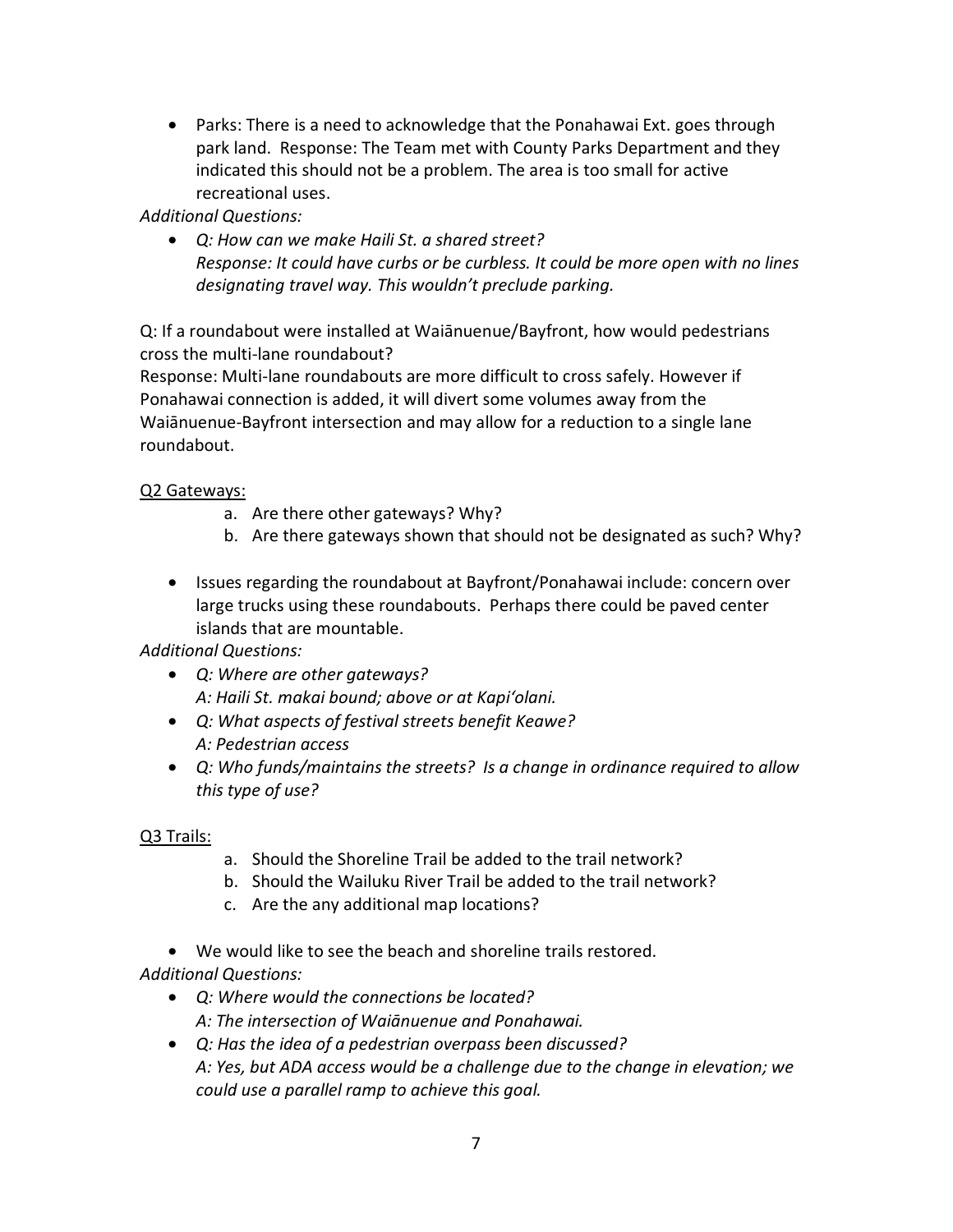- Parks: There is a need to acknowledge that the Ponahawai Ext. goes through park land. Response: The Team met with County Parks Department and they indicated this should not be a problem. The area is too small for active recreational uses.

*Additional Questions:*

- *Q: How can we make Haili St. a shared street?*
  *Response: It could have curbs or be curbless. It could be more open with no lines designating travel way. This wouldn't preclude parking.*

Q: If a roundabout were installed at Waiānuenue/Bayfront, how would pedestrians cross the multi-lane roundabout?
Response: Multi-lane roundabouts are more difficult to cross safely. However if Ponahawai connection is added, it will divert some volumes away from the Waiānuenue-Bayfront intersection and may allow for a reduction to a single lane roundabout.

<u>Q2 Gateways:</u>

a. Are there other gateways? Why?
b. Are there gateways shown that should not be designated as such? Why?

- Issues regarding the roundabout at Bayfront/Ponahawai include: concern over large trucks using these roundabouts. Perhaps there could be paved center islands that are mountable.

*Additional Questions:*

- *Q: Where are other gateways?*
  *A: Haili St. makai bound; above or at Kapi'olani.*
- *Q: What aspects of festival streets benefit Keawe?*
  *A: Pedestrian access*
- *Q: Who funds/maintains the streets? Is a change in ordinance required to allow this type of use?*

<u>Q3 Trails:</u>

a. Should the Shoreline Trail be added to the trail network?
b. Should the Wailuku River Trail be added to the trail network?
c. Are the any additional map locations?

- We would like to see the beach and shoreline trails restored.

*Additional Questions:*

- *Q: Where would the connections be located?*
  *A: The intersection of Waiānuenue and Ponahawai.*
- *Q: Has the idea of a pedestrian overpass been discussed?*
  *A: Yes, but ADA access would be a challenge due to the change in elevation; we could use a parallel ramp to achieve this goal.*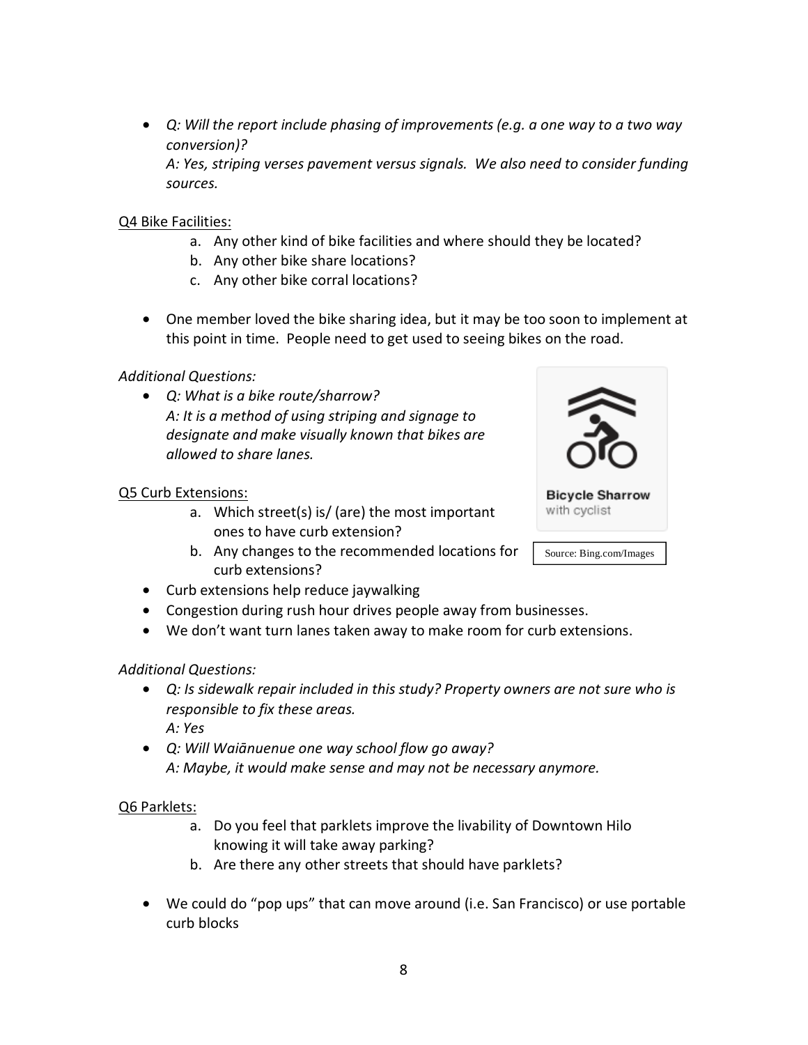- *Q: Will the report include phasing of improvements (e.g. a one way to a two way conversion)?*
  *A: Yes, striping verses pavement versus signals. We also need to consider funding sources.*

Q4 Bike Facilities:

a. Any other kind of bike facilities and where should they be located?
b. Any other bike share locations?
c. Any other bike corral locations?

- One member loved the bike sharing idea, but it may be too soon to implement at this point in time. People need to get used to seeing bikes on the road.

*Additional Questions:*

- *Q: What is a bike route/sharrow?*
  *A: It is a method of using striping and signage to designate and make visually known that bikes are allowed to share lanes.*

Bicycle Sharrow with cyclist

Source: Bing.com/Images

Q5 Curb Extensions:

a. Which street(s) is/ (are) the most important ones to have curb extension?
b. Any changes to the recommended locations for curb extensions?

- Curb extensions help reduce jaywalking
- Congestion during rush hour drives people away from businesses.
- We don't want turn lanes taken away to make room for curb extensions.

*Additional Questions:*

- *Q: Is sidewalk repair included in this study? Property owners are not sure who is responsible to fix these areas.*
  *A: Yes*
- *Q: Will Waiānuenue one way school flow go away?*
  *A: Maybe, it would make sense and may not be necessary anymore.*

Q6 Parklets:

a. Do you feel that parklets improve the livability of Downtown Hilo knowing it will take away parking?
b. Are there any other streets that should have parklets?

- We could do "pop ups" that can move around (i.e. San Francisco) or use portable curb blocks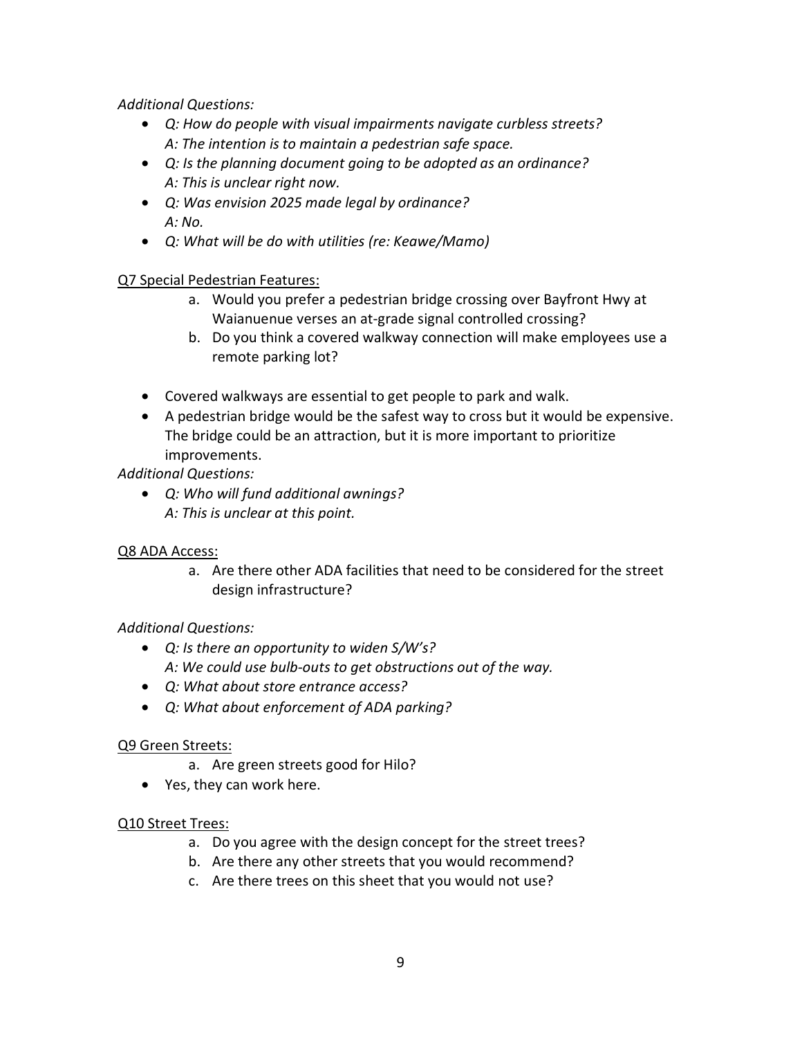*Additional Questions:*

- *Q: How do people with visual impairments navigate curbless streets?*
  *A: The intention is to maintain a pedestrian safe space.*
- *Q: Is the planning document going to be adopted as an ordinance?*
  *A: This is unclear right now.*
- *Q: Was envision 2025 made legal by ordinance?*
  *A: No.*
- *Q: What will be do with utilities (re: Keawe/Mamo)*

<u>Q7 Special Pedestrian Features:</u>

a. Would you prefer a pedestrian bridge crossing over Bayfront Hwy at Waianuenue verses an at-grade signal controlled crossing?
b. Do you think a covered walkway connection will make employees use a remote parking lot?

- Covered walkways are essential to get people to park and walk.
- A pedestrian bridge would be the safest way to cross but it would be expensive. The bridge could be an attraction, but it is more important to prioritize improvements.

*Additional Questions:*

- *Q: Who will fund additional awnings?*
  *A: This is unclear at this point.*

<u>Q8 ADA Access:</u>

a. Are there other ADA facilities that need to be considered for the street design infrastructure?

*Additional Questions:*

- *Q: Is there an opportunity to widen S/W's?*
  *A: We could use bulb-outs to get obstructions out of the way.*
- *Q: What about store entrance access?*
- *Q: What about enforcement of ADA parking?*

<u>Q9 Green Streets:</u>

a. Are green streets good for Hilo?

- Yes, they can work here.

<u>Q10 Street Trees:</u>

a. Do you agree with the design concept for the street trees?
b. Are there any other streets that you would recommend?
c. Are there trees on this sheet that you would not use?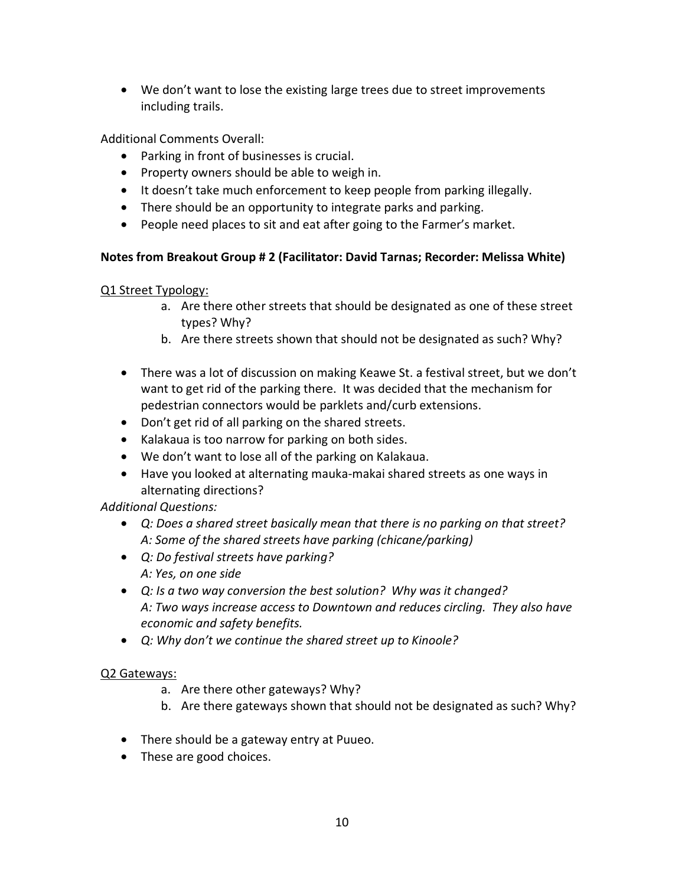- We don't want to lose the existing large trees due to street improvements including trails.

Additional Comments Overall:

- Parking in front of businesses is crucial.
- Property owners should be able to weigh in.
- It doesn't take much enforcement to keep people from parking illegally.
- There should be an opportunity to integrate parks and parking.
- People need places to sit and eat after going to the Farmer's market.

**Notes from Breakout Group # 2 (Facilitator: David Tarnas; Recorder: Melissa White)**

Q1 Street Typology:

a. Are there other streets that should be designated as one of these street types? Why?
b. Are there streets shown that should not be designated as such? Why?

- There was a lot of discussion on making Keawe St. a festival street, but we don't want to get rid of the parking there. It was decided that the mechanism for pedestrian connectors would be parklets and/curb extensions.
- Don't get rid of all parking on the shared streets.
- Kalakaua is too narrow for parking on both sides.
- We don't want to lose all of the parking on Kalakaua.
- Have you looked at alternating mauka-makai shared streets as one ways in alternating directions?

*Additional Questions:*

- *Q: Does a shared street basically mean that there is no parking on that street?*
  *A: Some of the shared streets have parking (chicane/parking)*
- *Q: Do festival streets have parking?*
  *A: Yes, on one side*
- *Q: Is a two way conversion the best solution? Why was it changed?*
  *A: Two ways increase access to Downtown and reduces circling. They also have economic and safety benefits.*
- *Q: Why don't we continue the shared street up to Kinoole?*

Q2 Gateways:

a. Are there other gateways? Why?
b. Are there gateways shown that should not be designated as such? Why?

- There should be a gateway entry at Puueo.
- These are good choices.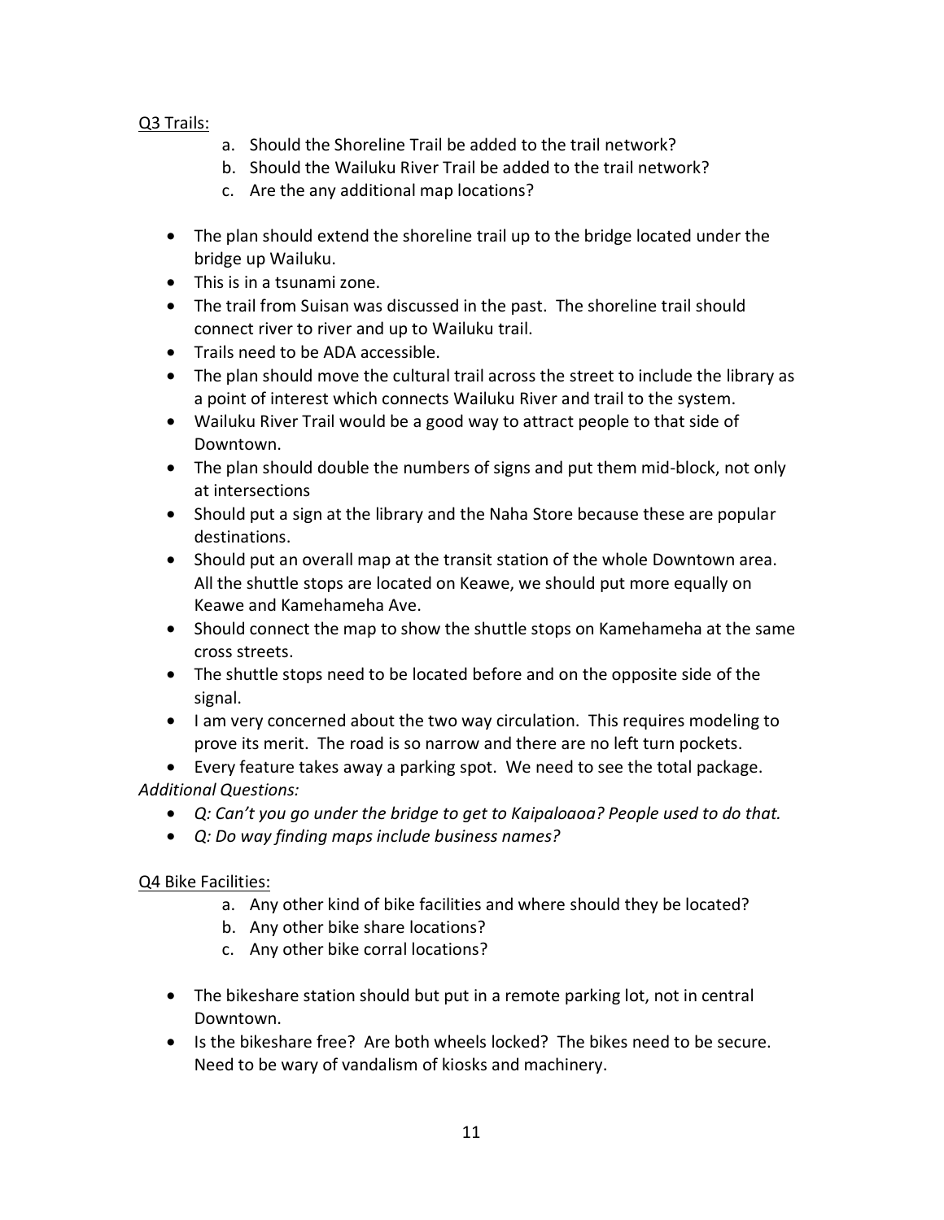<u>Q3 Trails:</u>

a. Should the Shoreline Trail be added to the trail network?
b. Should the Wailuku River Trail be added to the trail network?
c. Are the any additional map locations?

- The plan should extend the shoreline trail up to the bridge located under the bridge up Wailuku.
- This is in a tsunami zone.
- The trail from Suisan was discussed in the past. The shoreline trail should connect river to river and up to Wailuku trail.
- Trails need to be ADA accessible.
- The plan should move the cultural trail across the street to include the library as a point of interest which connects Wailuku River and trail to the system.
- Wailuku River Trail would be a good way to attract people to that side of Downtown.
- The plan should double the numbers of signs and put them mid-block, not only at intersections
- Should put a sign at the library and the Naha Store because these are popular destinations.
- Should put an overall map at the transit station of the whole Downtown area. All the shuttle stops are located on Keawe, we should put more equally on Keawe and Kamehameha Ave.
- Should connect the map to show the shuttle stops on Kamehameha at the same cross streets.
- The shuttle stops need to be located before and on the opposite side of the signal.
- I am very concerned about the two way circulation. This requires modeling to prove its merit. The road is so narrow and there are no left turn pockets.
- Every feature takes away a parking spot. We need to see the total package.

*Additional Questions:*

- *Q: Can't you go under the bridge to get to Kaipaloaoa? People used to do that.*
- *Q: Do way finding maps include business names?*

<u>Q4 Bike Facilities:</u>

a. Any other kind of bike facilities and where should they be located?
b. Any other bike share locations?
c. Any other bike corral locations?

- The bikeshare station should but put in a remote parking lot, not in central Downtown.
- Is the bikeshare free? Are both wheels locked? The bikes need to be secure. Need to be wary of vandalism of kiosks and machinery.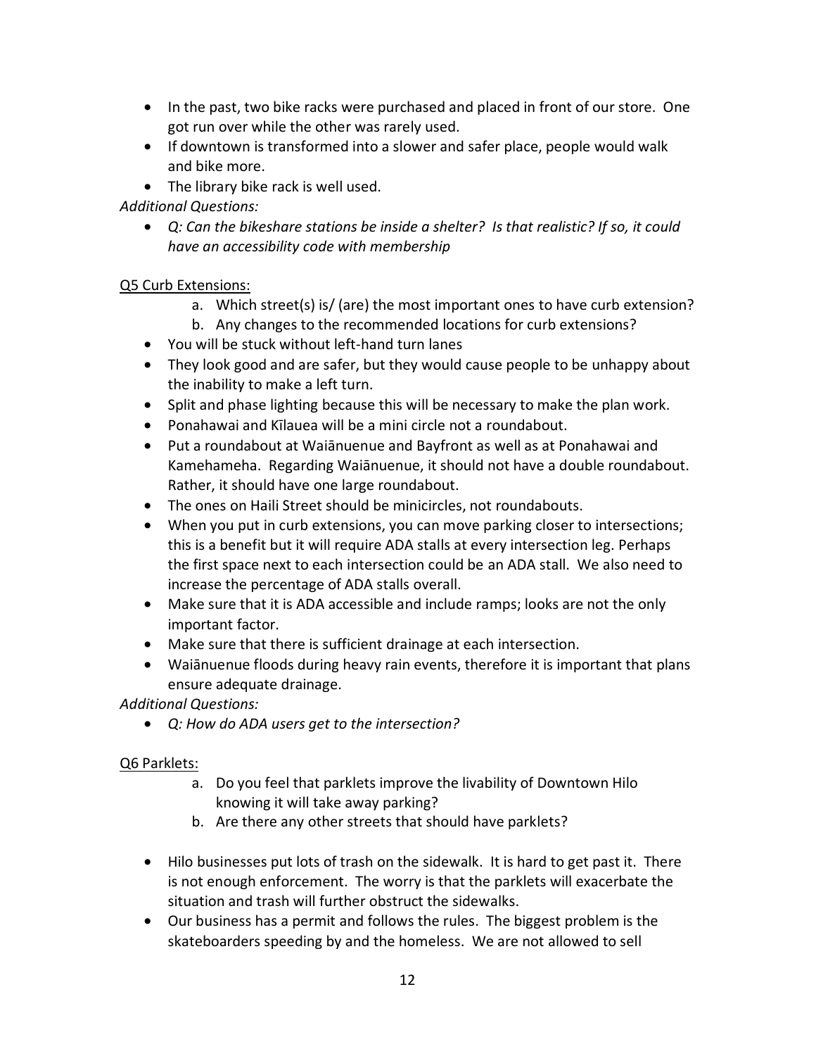- In the past, two bike racks were purchased and placed in front of our store. One got run over while the other was rarely used.
- If downtown is transformed into a slower and safer place, people would walk and bike more.
- The library bike rack is well used.

*Additional Questions:*

- *Q: Can the bikeshare stations be inside a shelter? Is that realistic? If so, it could have an accessibility code with membership*

<u>Q5 Curb Extensions:</u>

a. Which street(s) is/ (are) the most important ones to have curb extension?
b. Any changes to the recommended locations for curb extensions?

- You will be stuck without left-hand turn lanes
- They look good and are safer, but they would cause people to be unhappy about the inability to make a left turn.
- Split and phase lighting because this will be necessary to make the plan work.
- Ponahawai and Kīlauea will be a mini circle not a roundabout.
- Put a roundabout at Waiānuenue and Bayfront as well as at Ponahawai and Kamehameha. Regarding Waiānuenue, it should not have a double roundabout. Rather, it should have one large roundabout.
- The ones on Haili Street should be minicircles, not roundabouts.
- When you put in curb extensions, you can move parking closer to intersections; this is a benefit but it will require ADA stalls at every intersection leg. Perhaps the first space next to each intersection could be an ADA stall. We also need to increase the percentage of ADA stalls overall.
- Make sure that it is ADA accessible and include ramps; looks are not the only important factor.
- Make sure that there is sufficient drainage at each intersection.
- Waiānuenue floods during heavy rain events, therefore it is important that plans ensure adequate drainage.

*Additional Questions:*

- *Q: How do ADA users get to the intersection?*

<u>Q6 Parklets:</u>

a. Do you feel that parklets improve the livability of Downtown Hilo knowing it will take away parking?
b. Are there any other streets that should have parklets?

- Hilo businesses put lots of trash on the sidewalk. It is hard to get past it. There is not enough enforcement. The worry is that the parklets will exacerbate the situation and trash will further obstruct the sidewalks.
- Our business has a permit and follows the rules. The biggest problem is the skateboarders speeding by and the homeless. We are not allowed to sell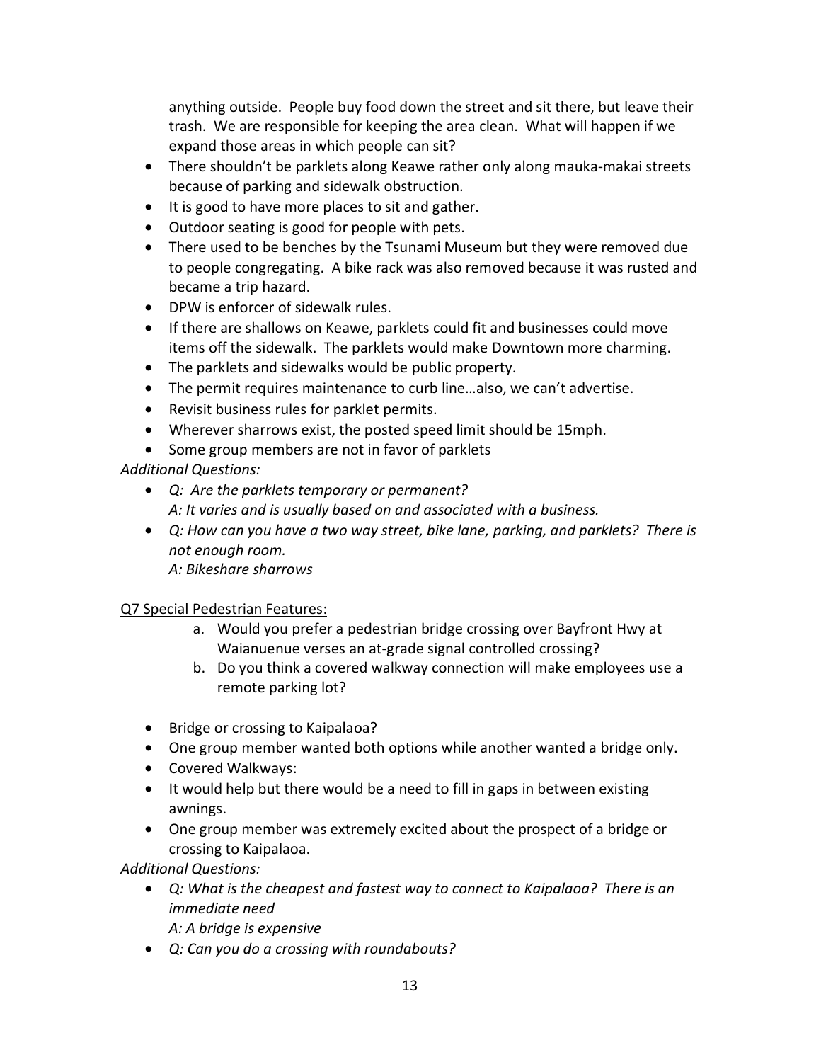anything outside. People buy food down the street and sit there, but leave their trash. We are responsible for keeping the area clean. What will happen if we expand those areas in which people can sit?

- There shouldn't be parklets along Keawe rather only along mauka-makai streets because of parking and sidewalk obstruction.
- It is good to have more places to sit and gather.
- Outdoor seating is good for people with pets.
- There used to be benches by the Tsunami Museum but they were removed due to people congregating. A bike rack was also removed because it was rusted and became a trip hazard.
- DPW is enforcer of sidewalk rules.
- If there are shallows on Keawe, parklets could fit and businesses could move items off the sidewalk. The parklets would make Downtown more charming.
- The parklets and sidewalks would be public property.
- The permit requires maintenance to curb line…also, we can't advertise.
- Revisit business rules for parklet permits.
- Wherever sharrows exist, the posted speed limit should be 15mph.
- Some group members are not in favor of parklets

*Additional Questions:*

- *Q: Are the parklets temporary or permanent?*
  *A: It varies and is usually based on and associated with a business.*
- *Q: How can you have a two way street, bike lane, parking, and parklets? There is not enough room.*
  *A: Bikeshare sharrows*

<u>Q7 Special Pedestrian Features:</u>

a. Would you prefer a pedestrian bridge crossing over Bayfront Hwy at Waianuenue verses an at-grade signal controlled crossing?
b. Do you think a covered walkway connection will make employees use a remote parking lot?

- Bridge or crossing to Kaipalaoa?
- One group member wanted both options while another wanted a bridge only.
- Covered Walkways:
- It would help but there would be a need to fill in gaps in between existing awnings.
- One group member was extremely excited about the prospect of a bridge or crossing to Kaipalaoa.

*Additional Questions:*

- *Q: What is the cheapest and fastest way to connect to Kaipalaoa? There is an immediate need*
  *A: A bridge is expensive*
- *Q: Can you do a crossing with roundabouts?*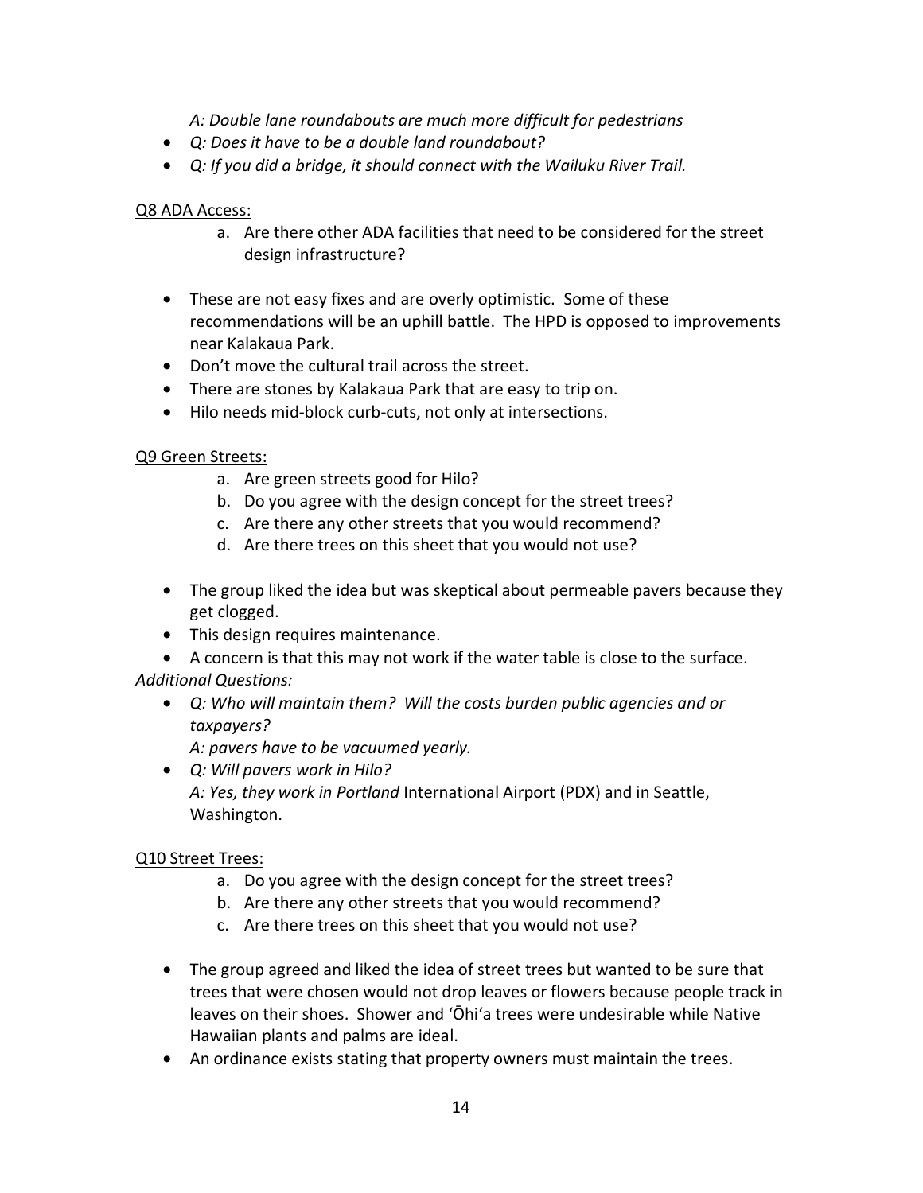*A: Double lane roundabouts are much more difficult for pedestrians*

- *Q: Does it have to be a double land roundabout?*
- *Q: If you did a bridge, it should connect with the Wailuku River Trail.*

Q8 ADA Access:

a. Are there other ADA facilities that need to be considered for the street design infrastructure?

- These are not easy fixes and are overly optimistic. Some of these recommendations will be an uphill battle. The HPD is opposed to improvements near Kalakaua Park.
- Don't move the cultural trail across the street.
- There are stones by Kalakaua Park that are easy to trip on.
- Hilo needs mid-block curb-cuts, not only at intersections.

Q9 Green Streets:

a. Are green streets good for Hilo?
b. Do you agree with the design concept for the street trees?
c. Are there any other streets that you would recommend?
d. Are there trees on this sheet that you would not use?

- The group liked the idea but was skeptical about permeable pavers because they get clogged.
- This design requires maintenance.
- A concern is that this may not work if the water table is close to the surface.

*Additional Questions:*

- *Q: Who will maintain them? Will the costs burden public agencies and or taxpayers?*
  *A: pavers have to be vacuumed yearly.*
- *Q: Will pavers work in Hilo?*
  *A: Yes, they work in Portland* International Airport (PDX) and in Seattle, Washington.

Q10 Street Trees:

a. Do you agree with the design concept for the street trees?
b. Are there any other streets that you would recommend?
c. Are there trees on this sheet that you would not use?

- The group agreed and liked the idea of street trees but wanted to be sure that trees that were chosen would not drop leaves or flowers because people track in leaves on their shoes. Shower and ʻŌhiʻa trees were undesirable while Native Hawaiian plants and palms are ideal.
- An ordinance exists stating that property owners must maintain the trees.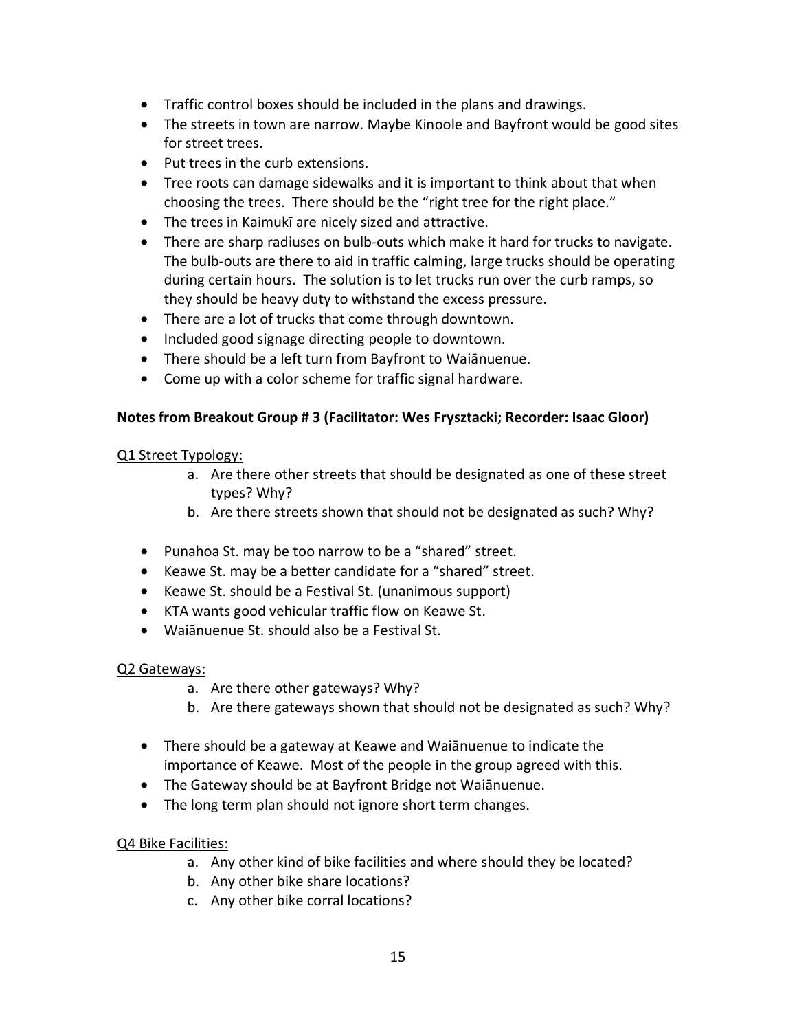- Traffic control boxes should be included in the plans and drawings.
- The streets in town are narrow. Maybe Kinoole and Bayfront would be good sites for street trees.
- Put trees in the curb extensions.
- Tree roots can damage sidewalks and it is important to think about that when choosing the trees. There should be the "right tree for the right place."
- The trees in Kaimukī are nicely sized and attractive.
- There are sharp radiuses on bulb-outs which make it hard for trucks to navigate. The bulb-outs are there to aid in traffic calming, large trucks should be operating during certain hours. The solution is to let trucks run over the curb ramps, so they should be heavy duty to withstand the excess pressure.
- There are a lot of trucks that come through downtown.
- Included good signage directing people to downtown.
- There should be a left turn from Bayfront to Waiānuenue.
- Come up with a color scheme for traffic signal hardware.

**Notes from Breakout Group # 3 (Facilitator: Wes Frysztacki; Recorder: Isaac Gloor)**

Q1 Street Typology:

a. Are there other streets that should be designated as one of these street types? Why?
b. Are there streets shown that should not be designated as such? Why?

- Punahoa St. may be too narrow to be a "shared" street.
- Keawe St. may be a better candidate for a "shared" street.
- Keawe St. should be a Festival St. (unanimous support)
- KTA wants good vehicular traffic flow on Keawe St.
- Waiānuenue St. should also be a Festival St.

Q2 Gateways:

a. Are there other gateways? Why?
b. Are there gateways shown that should not be designated as such? Why?

- There should be a gateway at Keawe and Waiānuenue to indicate the importance of Keawe. Most of the people in the group agreed with this.
- The Gateway should be at Bayfront Bridge not Waiānuenue.
- The long term plan should not ignore short term changes.

Q4 Bike Facilities:

a. Any other kind of bike facilities and where should they be located?
b. Any other bike share locations?
c. Any other bike corral locations?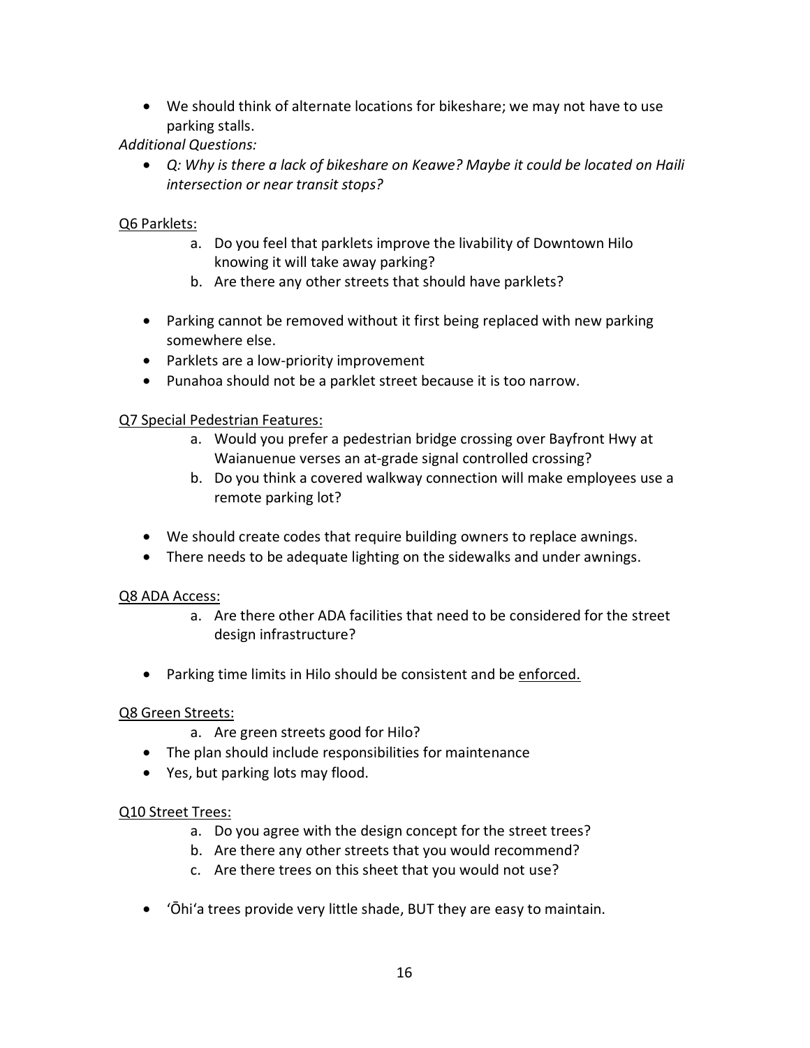- We should think of alternate locations for bikeshare; we may not have to use parking stalls.

*Additional Questions:*

- *Q: Why is there a lack of bikeshare on Keawe? Maybe it could be located on Haili intersection or near transit stops?*

<u>Q6 Parklets:</u>

a. Do you feel that parklets improve the livability of Downtown Hilo knowing it will take away parking?
b. Are there any other streets that should have parklets?

- Parking cannot be removed without it first being replaced with new parking somewhere else.
- Parklets are a low-priority improvement
- Punahoa should not be a parklet street because it is too narrow.

<u>Q7 Special Pedestrian Features:</u>

a. Would you prefer a pedestrian bridge crossing over Bayfront Hwy at Waianuenue verses an at-grade signal controlled crossing?
b. Do you think a covered walkway connection will make employees use a remote parking lot?

- We should create codes that require building owners to replace awnings.
- There needs to be adequate lighting on the sidewalks and under awnings.

<u>Q8 ADA Access:</u>

a. Are there other ADA facilities that need to be considered for the street design infrastructure?

- Parking time limits in Hilo should be consistent and be <u>enforced.</u>

<u>Q8 Green Streets:</u>

a. Are green streets good for Hilo?

- The plan should include responsibilities for maintenance
- Yes, but parking lots may flood.

<u>Q10 Street Trees:</u>

a. Do you agree with the design concept for the street trees?
b. Are there any other streets that you would recommend?
c. Are there trees on this sheet that you would not use?

- ʻŌhiʻa trees provide very little shade, BUT they are easy to maintain.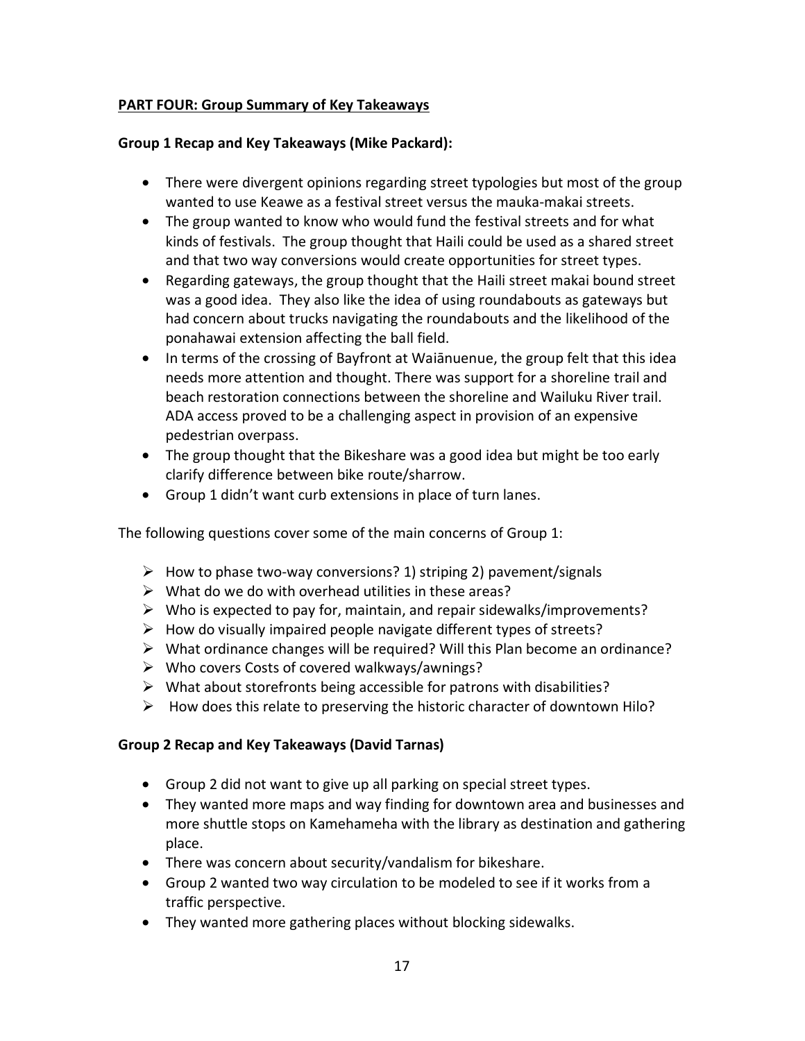**PART FOUR: Group Summary of Key Takeaways**

**Group 1 Recap and Key Takeaways (Mike Packard):**

- There were divergent opinions regarding street typologies but most of the group wanted to use Keawe as a festival street versus the mauka-makai streets.
- The group wanted to know who would fund the festival streets and for what kinds of festivals. The group thought that Haili could be used as a shared street and that two way conversions would create opportunities for street types.
- Regarding gateways, the group thought that the Haili street makai bound street was a good idea. They also like the idea of using roundabouts as gateways but had concern about trucks navigating the roundabouts and the likelihood of the ponahawai extension affecting the ball field.
- In terms of the crossing of Bayfront at Waiānuenue, the group felt that this idea needs more attention and thought. There was support for a shoreline trail and beach restoration connections between the shoreline and Wailuku River trail. ADA access proved to be a challenging aspect in provision of an expensive pedestrian overpass.
- The group thought that the Bikeshare was a good idea but might be too early clarify difference between bike route/sharrow.
- Group 1 didn't want curb extensions in place of turn lanes.

The following questions cover some of the main concerns of Group 1:

- How to phase two-way conversions? 1) striping 2) pavement/signals
- What do we do with overhead utilities in these areas?
- Who is expected to pay for, maintain, and repair sidewalks/improvements?
- How do visually impaired people navigate different types of streets?
- What ordinance changes will be required? Will this Plan become an ordinance?
- Who covers Costs of covered walkways/awnings?
- What about storefronts being accessible for patrons with disabilities?
- How does this relate to preserving the historic character of downtown Hilo?

**Group 2 Recap and Key Takeaways (David Tarnas)**

- Group 2 did not want to give up all parking on special street types.
- They wanted more maps and way finding for downtown area and businesses and more shuttle stops on Kamehameha with the library as destination and gathering place.
- There was concern about security/vandalism for bikeshare.
- Group 2 wanted two way circulation to be modeled to see if it works from a traffic perspective.
- They wanted more gathering places without blocking sidewalks.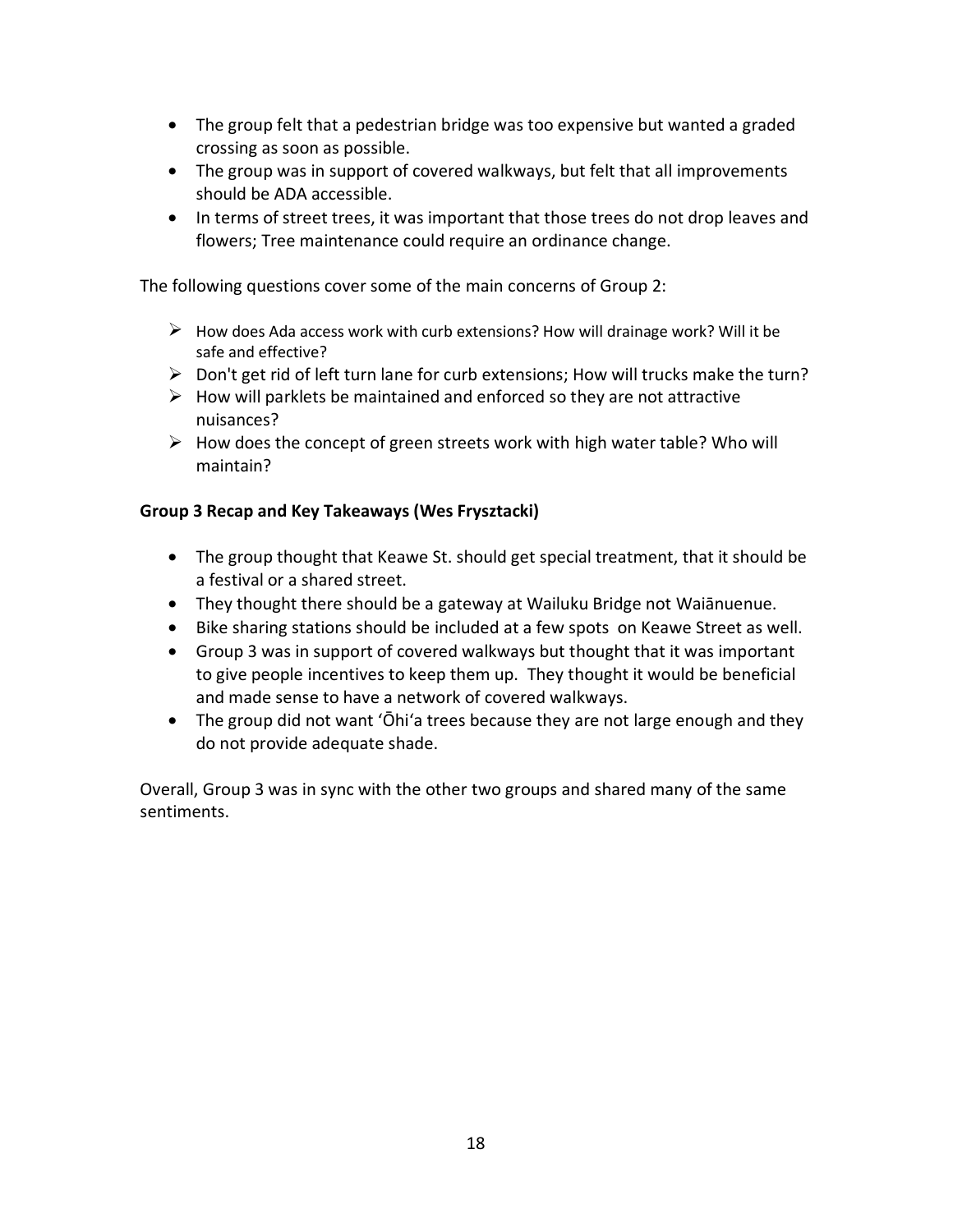- The group felt that a pedestrian bridge was too expensive but wanted a graded crossing as soon as possible.
- The group was in support of covered walkways, but felt that all improvements should be ADA accessible.
- In terms of street trees, it was important that those trees do not drop leaves and flowers; Tree maintenance could require an ordinance change.

The following questions cover some of the main concerns of Group 2:

- How does Ada access work with curb extensions? How will drainage work? Will it be safe and effective?
- Don't get rid of left turn lane for curb extensions; How will trucks make the turn?
- How will parklets be maintained and enforced so they are not attractive nuisances?
- How does the concept of green streets work with high water table? Who will maintain?

**Group 3 Recap and Key Takeaways (Wes Frysztacki)**

- The group thought that Keawe St. should get special treatment, that it should be a festival or a shared street.
- They thought there should be a gateway at Wailuku Bridge not Waiānuenue.
- Bike sharing stations should be included at a few spots on Keawe Street as well.
- Group 3 was in support of covered walkways but thought that it was important to give people incentives to keep them up. They thought it would be beneficial and made sense to have a network of covered walkways.
- The group did not want ʻŌhiʻa trees because they are not large enough and they do not provide adequate shade.

Overall, Group 3 was in sync with the other two groups and shared many of the same sentiments.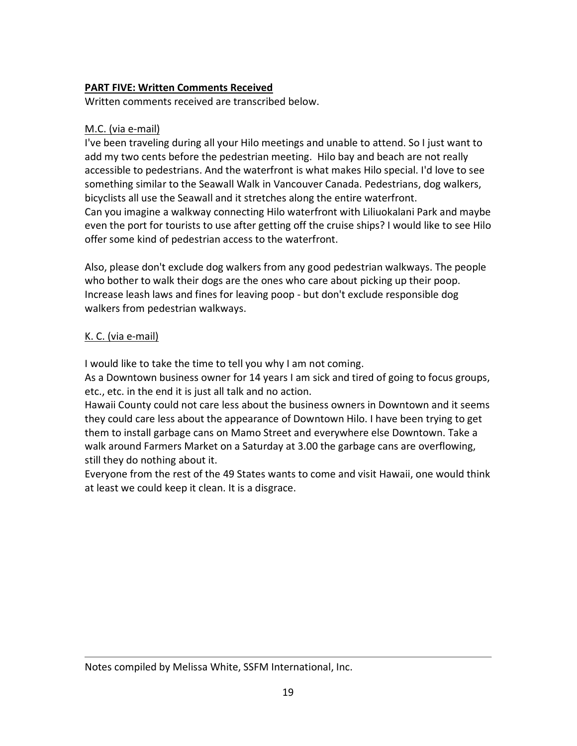**PART FIVE: Written Comments Received**

Written comments received are transcribed below.

M.C. (via e-mail)

I've been traveling during all your Hilo meetings and unable to attend. So I just want to add my two cents before the pedestrian meeting. Hilo bay and beach are not really accessible to pedestrians. And the waterfront is what makes Hilo special. I'd love to see something similar to the Seawall Walk in Vancouver Canada. Pedestrians, dog walkers, bicyclists all use the Seawall and it stretches along the entire waterfront.
Can you imagine a walkway connecting Hilo waterfront with Liliuokalani Park and maybe even the port for tourists to use after getting off the cruise ships? I would like to see Hilo offer some kind of pedestrian access to the waterfront.

Also, please don't exclude dog walkers from any good pedestrian walkways. The people who bother to walk their dogs are the ones who care about picking up their poop. Increase leash laws and fines for leaving poop - but don't exclude responsible dog walkers from pedestrian walkways.

K. C. (via e-mail)

I would like to take the time to tell you why I am not coming.
As a Downtown business owner for 14 years I am sick and tired of going to focus groups, etc., etc. in the end it is just all talk and no action.
Hawaii County could not care less about the business owners in Downtown and it seems they could care less about the appearance of Downtown Hilo. I have been trying to get them to install garbage cans on Mamo Street and everywhere else Downtown. Take a walk around Farmers Market on a Saturday at 3.00 the garbage cans are overflowing, still they do nothing about it.
Everyone from the rest of the 49 States wants to come and visit Hawaii, one would think at least we could keep it clean. It is a disgrace.

Notes compiled by Melissa White, SSFM International, Inc.